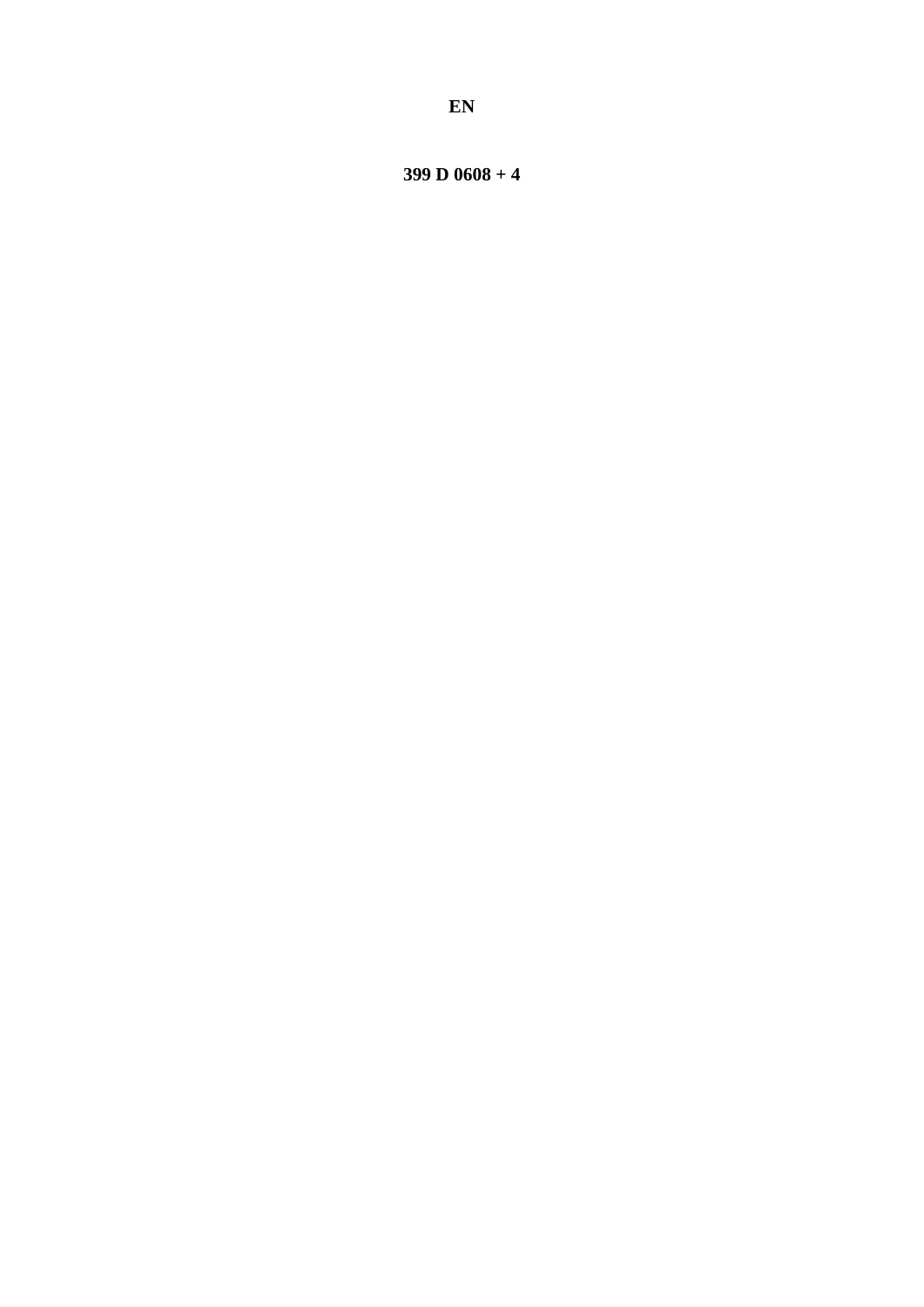**EN**

**399 D 0608 + 4**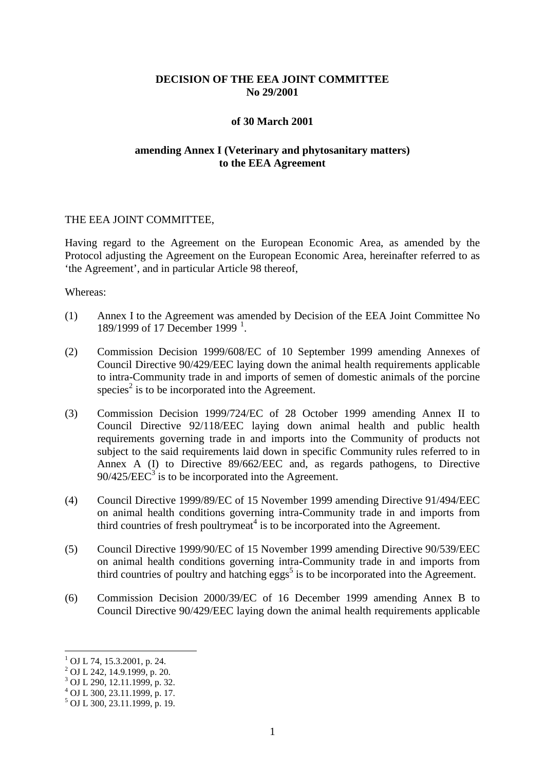**DECISION OF THE EEA JOINT COMMITTEE**
**No 29/2001**

**of 30 March 2001**

**amending Annex I (Veterinary and phytosanitary matters) to the EEA Agreement**

THE EEA JOINT COMMITTEE,

Having regard to the Agreement on the European Economic Area, as amended by the Protocol adjusting the Agreement on the European Economic Area, hereinafter referred to as 'the Agreement', and in particular Article 98 thereof,

Whereas:

(1) Annex I to the Agreement was amended by Decision of the EEA Joint Committee No 189/1999 of 17 December 1999 [1].

(2) Commission Decision 1999/608/EC of 10 September 1999 amending Annexes of Council Directive 90/429/EEC laying down the animal health requirements applicable to intra-Community trade in and imports of semen of domestic animals of the porcine species[2] is to be incorporated into the Agreement.

(3) Commission Decision 1999/724/EC of 28 October 1999 amending Annex II to Council Directive 92/118/EEC laying down animal health and public health requirements governing trade in and imports into the Community of products not subject to the said requirements laid down in specific Community rules referred to in Annex A (I) to Directive 89/662/EEC and, as regards pathogens, to Directive 90/425/EEC[3] is to be incorporated into the Agreement.

(4) Council Directive 1999/89/EC of 15 November 1999 amending Directive 91/494/EEC on animal health conditions governing intra-Community trade in and imports from third countries of fresh poultrymeat[4] is to be incorporated into the Agreement.

(5) Council Directive 1999/90/EC of 15 November 1999 amending Directive 90/539/EEC on animal health conditions governing intra-Community trade in and imports from third countries of poultry and hatching eggs[5] is to be incorporated into the Agreement.

(6) Commission Decision 2000/39/EC of 16 December 1999 amending Annex B to Council Directive 90/429/EEC laying down the animal health requirements applicable

---

[1] OJ L 74, 15.3.2001, p. 24.
[2] OJ L 242, 14.9.1999, p. 20.
[3] OJ L 290, 12.11.1999, p. 32.
[4] OJ L 300, 23.11.1999, p. 17.
[5] OJ L 300, 23.11.1999, p. 19.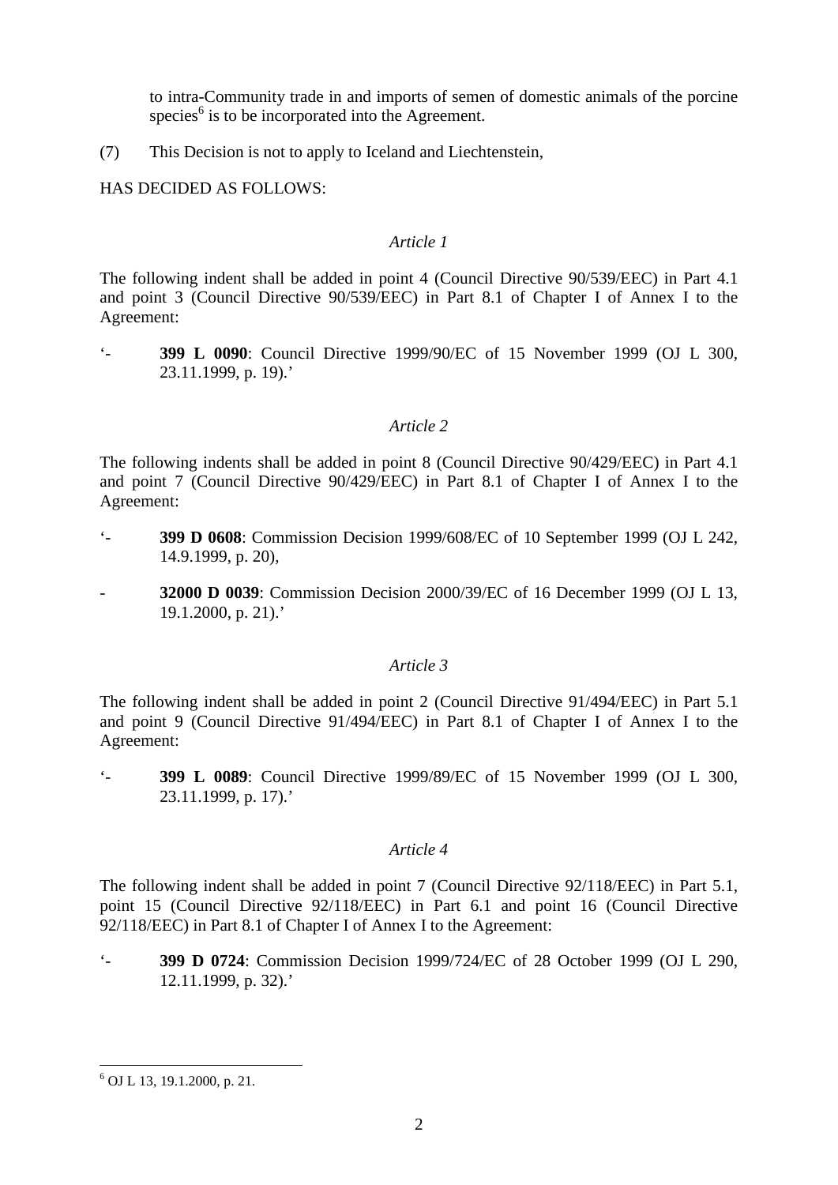to intra-Community trade in and imports of semen of domestic animals of the porcine species[6] is to be incorporated into the Agreement.

(7) This Decision is not to apply to Iceland and Liechtenstein,

HAS DECIDED AS FOLLOWS:

*Article 1*

The following indent shall be added in point 4 (Council Directive 90/539/EEC) in Part 4.1 and point 3 (Council Directive 90/539/EEC) in Part 8.1 of Chapter I of Annex I to the Agreement:

'- **399 L 0090**: Council Directive 1999/90/EC of 15 November 1999 (OJ L 300, 23.11.1999, p. 19).'

*Article 2*

The following indents shall be added in point 8 (Council Directive 90/429/EEC) in Part 4.1 and point 7 (Council Directive 90/429/EEC) in Part 8.1 of Chapter I of Annex I to the Agreement:

'- **399 D 0608**: Commission Decision 1999/608/EC of 10 September 1999 (OJ L 242, 14.9.1999, p. 20),

- **32000 D 0039**: Commission Decision 2000/39/EC of 16 December 1999 (OJ L 13, 19.1.2000, p. 21).'

*Article 3*

The following indent shall be added in point 2 (Council Directive 91/494/EEC) in Part 5.1 and point 9 (Council Directive 91/494/EEC) in Part 8.1 of Chapter I of Annex I to the Agreement:

'- **399 L 0089**: Council Directive 1999/89/EC of 15 November 1999 (OJ L 300, 23.11.1999, p. 17).'

*Article 4*

The following indent shall be added in point 7 (Council Directive 92/118/EEC) in Part 5.1, point 15 (Council Directive 92/118/EEC) in Part 6.1 and point 16 (Council Directive 92/118/EEC) in Part 8.1 of Chapter I of Annex I to the Agreement:

'- **399 D 0724**: Commission Decision 1999/724/EC of 28 October 1999 (OJ L 290, 12.11.1999, p. 32).'

---

[6] OJ L 13, 19.1.2000, p. 21.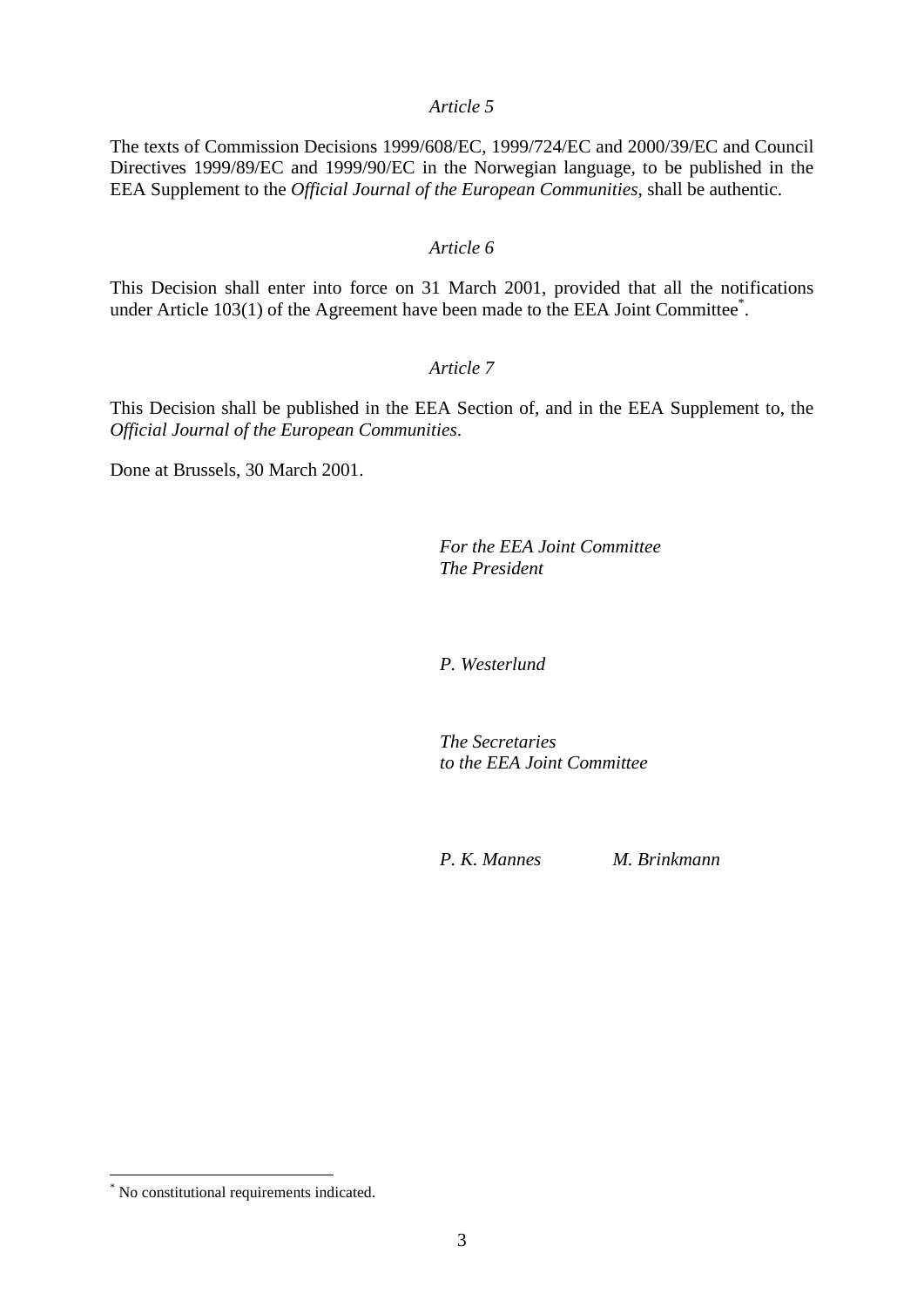*Article 5*

The texts of Commission Decisions 1999/608/EC, 1999/724/EC and 2000/39/EC and Council Directives 1999/89/EC and 1999/90/EC in the Norwegian language, to be published in the EEA Supplement to the *Official Journal of the European Communities*, shall be authentic.

*Article 6*

This Decision shall enter into force on 31 March 2001, provided that all the notifications under Article 103(1) of the Agreement have been made to the EEA Joint Committee[*].

*Article 7*

This Decision shall be published in the EEA Section of, and in the EEA Supplement to, the *Official Journal of the European Communities*.

Done at Brussels, 30 March 2001.

*For the EEA Joint Committee*
*The President*

*P. Westerlund*

*The Secretaries*
*to the EEA Joint Committee*

*P. K. Mannes* *M. Brinkmann*

---

[*] No constitutional requirements indicated.